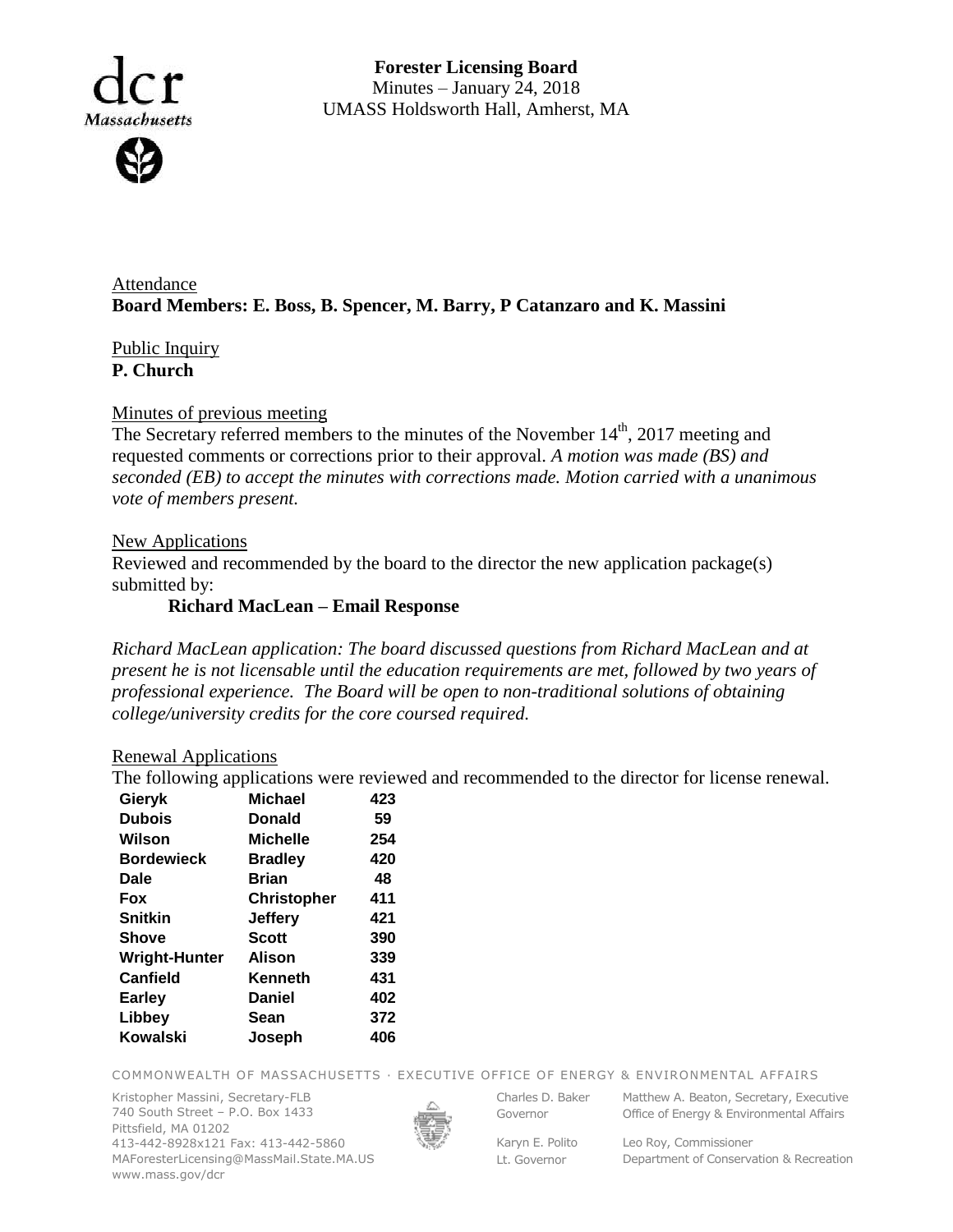**Forester Licensing Board**
Minutes – January 24, 2018
UMASS Holdsworth Hall, Amherst, MA

Attendance
**Board Members: E. Boss, B. Spencer, M. Barry, P Catanzaro and K. Massini**

Public Inquiry
**P. Church**

Minutes of previous meeting
The Secretary referred members to the minutes of the November 14th, 2017 meeting and requested comments or corrections prior to their approval. *A motion was made (BS) and seconded (EB) to accept the minutes with corrections made. Motion carried with a unanimous vote of members present.*

New Applications
Reviewed and recommended by the board to the director the new application package(s) submitted by:

**Richard MacLean – Email Response**

*Richard MacLean application: The board discussed questions from Richard MacLean and at present he is not licensable until the education requirements are met, followed by two years of professional experience. The Board will be open to non-traditional solutions of obtaining college/university credits for the core coursed required.*

Renewal Applications
The following applications were reviewed and recommended to the director for license renewal.

| | | |
|---|---|---|
| **Gieryk** | **Michael** | **423** |
| **Dubois** | **Donald** | **59** |
| **Wilson** | **Michelle** | **254** |
| **Bordewieck** | **Bradley** | **420** |
| **Dale** | **Brian** | **48** |
| **Fox** | **Christopher** | **411** |
| **Snitkin** | **Jeffery** | **421** |
| **Shove** | **Scott** | **390** |
| **Wright-Hunter** | **Alison** | **339** |
| **Canfield** | **Kenneth** | **431** |
| **Earley** | **Daniel** | **402** |
| **Libbey** | **Sean** | **372** |
| **Kowalski** | **Joseph** | **406** |

COMMONWEALTH OF MASSACHUSETTS · EXECUTIVE OFFICE OF ENERGY & ENVIRONMENTAL AFFAIRS

Kristopher Massini, Secretary-FLB
740 South Street – P.O. Box 1433
Pittsfield, MA 01202
413-442-8928x121 Fax: 413-442-5860
MAForesterLicensing@MassMail.State.MA.US
www.mass.gov/dcr

Charles D. Baker, Governor
Karyn E. Polito, Lt. Governor

Matthew A. Beaton, Secretary, Executive Office of Energy & Environmental Affairs
Leo Roy, Commissioner, Department of Conservation & Recreation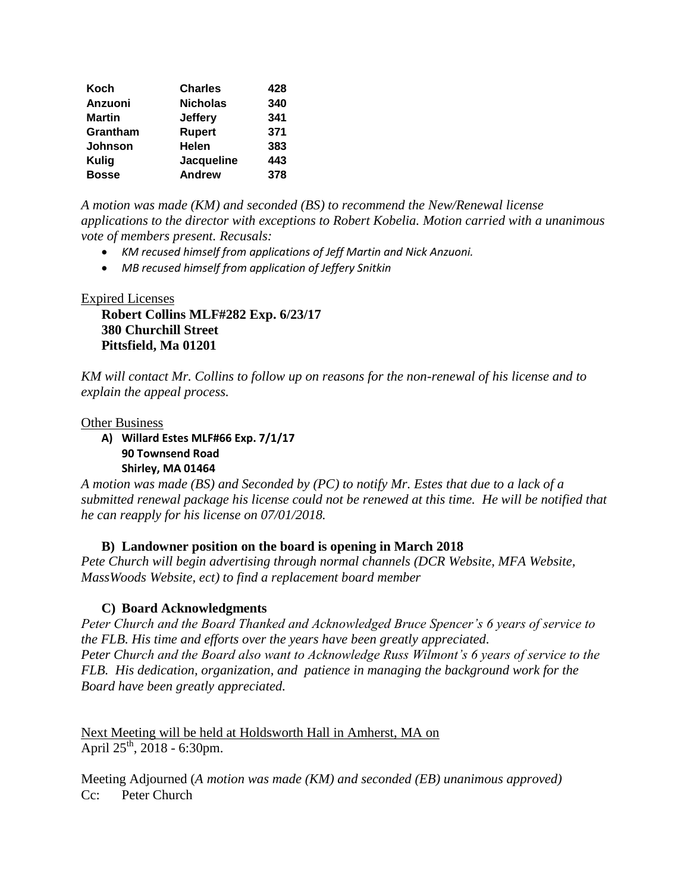| | | |
|---|---|---|
| **Koch** | **Charles** | **428** |
| **Anzuoni** | **Nicholas** | **340** |
| **Martin** | **Jeffery** | **341** |
| **Grantham** | **Rupert** | **371** |
| **Johnson** | **Helen** | **383** |
| **Kulig** | **Jacqueline** | **443** |
| **Bosse** | **Andrew** | **378** |

*A motion was made (KM) and seconded (BS) to recommend the New/Renewal license applications to the director with exceptions to Robert Kobelia. Motion carried with a unanimous vote of members present. Recusals:*

- *KM recused himself from applications of Jeff Martin and Nick Anzuoni.*
- *MB recused himself from application of Jeffery Snitkin*

Expired Licenses

**Robert Collins MLF#282 Exp. 6/23/17**
**380 Churchill Street**
**Pittsfield, Ma 01201**

*KM will contact Mr. Collins to follow up on reasons for the non-renewal of his license and to explain the appeal process.*

Other Business

**A) Willard Estes MLF#66 Exp. 7/1/17**
**90 Townsend Road**
**Shirley, MA 01464**

*A motion was made (BS) and Seconded by (PC) to notify Mr. Estes that due to a lack of a submitted renewal package his license could not be renewed at this time. He will be notified that he can reapply for his license on 07/01/2018.*

**B) Landowner position on the board is opening in March 2018**

*Pete Church will begin advertising through normal channels (DCR Website, MFA Website, MassWoods Website, ect) to find a replacement board member*

**C) Board Acknowledgments**

*Peter Church and the Board Thanked and Acknowledged Bruce Spencer's 6 years of service to the FLB. His time and efforts over the years have been greatly appreciated.*
*Peter Church and the Board also want to Acknowledge Russ Wilmont's 6 years of service to the FLB. His dedication, organization, and patience in managing the background work for the Board have been greatly appreciated.*

Next Meeting will be held at Holdsworth Hall in Amherst, MA on April 25th, 2018 - 6:30pm.

Meeting Adjourned (*A motion was made (KM) and seconded (EB) unanimous approved)*
Cc: Peter Church